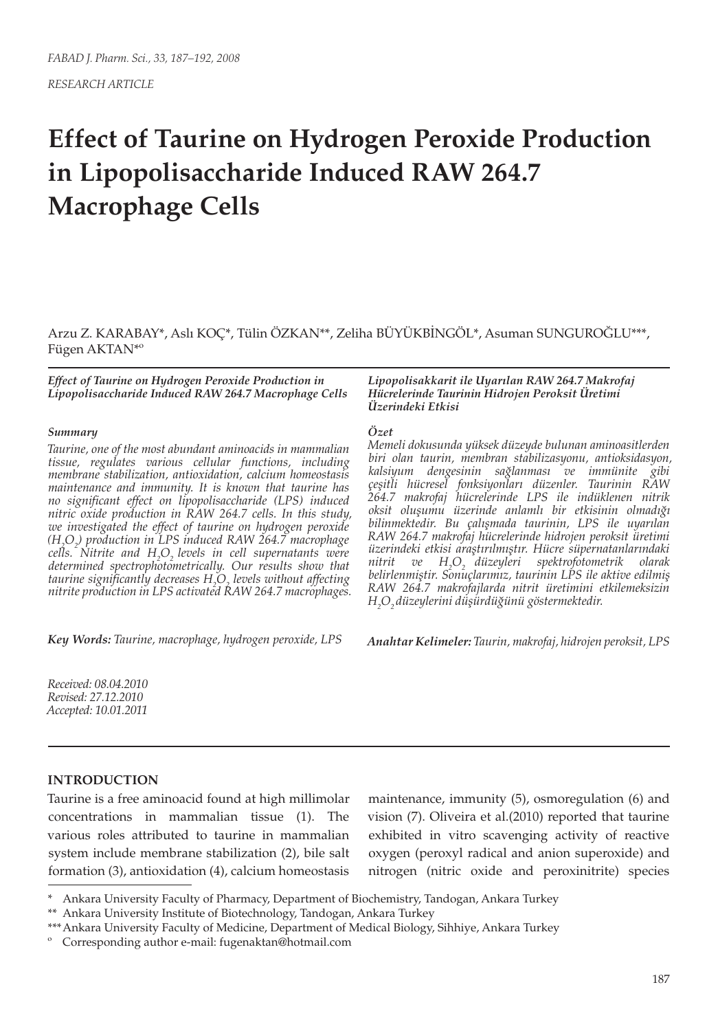*RESEARCH ARTICLE*

# Effect of Taurine on Hydrogen Peroxide Production in Lipopolisaccharide Induced RAW 264.7 Macrophage Cells

Arzu Z. KARABAY*, Aslı KOÇ*, Tülin ÖZKAN**, Zeliha BÜYÜKBİNGÖL*, Asuman SUNGUROĞLU***, Fügen AKTAN*º

***Effect of Taurine on Hydrogen Peroxide Production in Lipopolisaccharide Induced RAW 264.7 Macrophage Cells***

***Summary***

*Taurine, one of the most abundant aminoacids in mammalian tissue, regulates various cellular functions, including membrane stabilization, antioxidation, calcium homeostasis maintenance and immunity. It is known that taurine has no significant effect on lipopolisaccharide (LPS) induced nitric oxide production in RAW 264.7 cells. In this study, we investigated the effect of taurine on hydrogen peroxide ($H_2O_2$) production in LPS induced RAW 264.7 macrophage cells. Nitrite and $H_2O_2$ levels in cell supernatants were determined spectrophotometrically. Our results show that taurine significantly decreases $H_2O_2$ levels without affecting nitrite production in LPS activated RAW 264.7 macrophages.*

***Key Words:*** *Taurine, macrophage, hydrogen peroxide, LPS*

***Lipopolisakkarit ile Uyarılan RAW 264.7 Makrofaj Hücrelerinde Taurinin Hidrojen Peroksit Üretimi Üzerindeki Etkisi***

***Özet***

*Memeli dokusunda yüksek düzeyde bulunan aminoasitlerden biri olan taurin, membran stabilizasyonu, antioksidasyon, kalsiyum dengesinin sağlanması ve immünite gibi çeşitli hücresel fonksiyonları düzenler. Taurinin RAW 264.7 makrofaj hücrelerinde LPS ile indüklenen nitrik oksit oluşumu üzerinde anlamlı bir etkisinin olmadığı bilinmektedir. Bu çalışmada taurinin, LPS ile uyarılan RAW 264.7 makrofaj hücrelerinde hidrojen peroksit üretimi üzerindeki etkisi araştırılmıştır. Hücre süpernatanlarındaki nitrit ve $H_2O_2$ düzeyleri spektrofotometrik olarak belirlenmiştir. Sonuçlarımız, taurinin LPS ile aktive edilmiş RAW 264.7 makrofajlarda nitrit üretimini etkilemeksizin $H_2O_2$ düzeylerini düşürdüğünü göstermektedir.*

***Anahtar Kelimeler:*** *Taurin, makrofaj, hidrojen peroksit, LPS*

*Received: 08.04.2010*
*Revised: 27.12.2010*
*Accepted: 10.01.2011*

## INTRODUCTION

Taurine is a free aminoacid found at high millimolar concentrations in mammalian tissue (1). The various roles attributed to taurine in mammalian system include membrane stabilization (2), bile salt formation (3), antioxidation (4), calcium homeostasis maintenance, immunity (5), osmoregulation (6) and vision (7). Oliveira et al.(2010) reported that taurine exhibited in vitro scavenging activity of reactive oxygen (peroxyl radical and anion superoxide) and nitrogen (nitric oxide and peroxinitrite) species

\* Ankara University Faculty of Pharmacy, Department of Biochemistry, Tandogan, Ankara Turkey
\** Ankara University Institute of Biotechnology, Tandogan, Ankara Turkey
\*** Ankara University Faculty of Medicine, Department of Medical Biology, Sihhiye, Ankara Turkey
º Corresponding author e-mail: fugenaktan@hotmail.com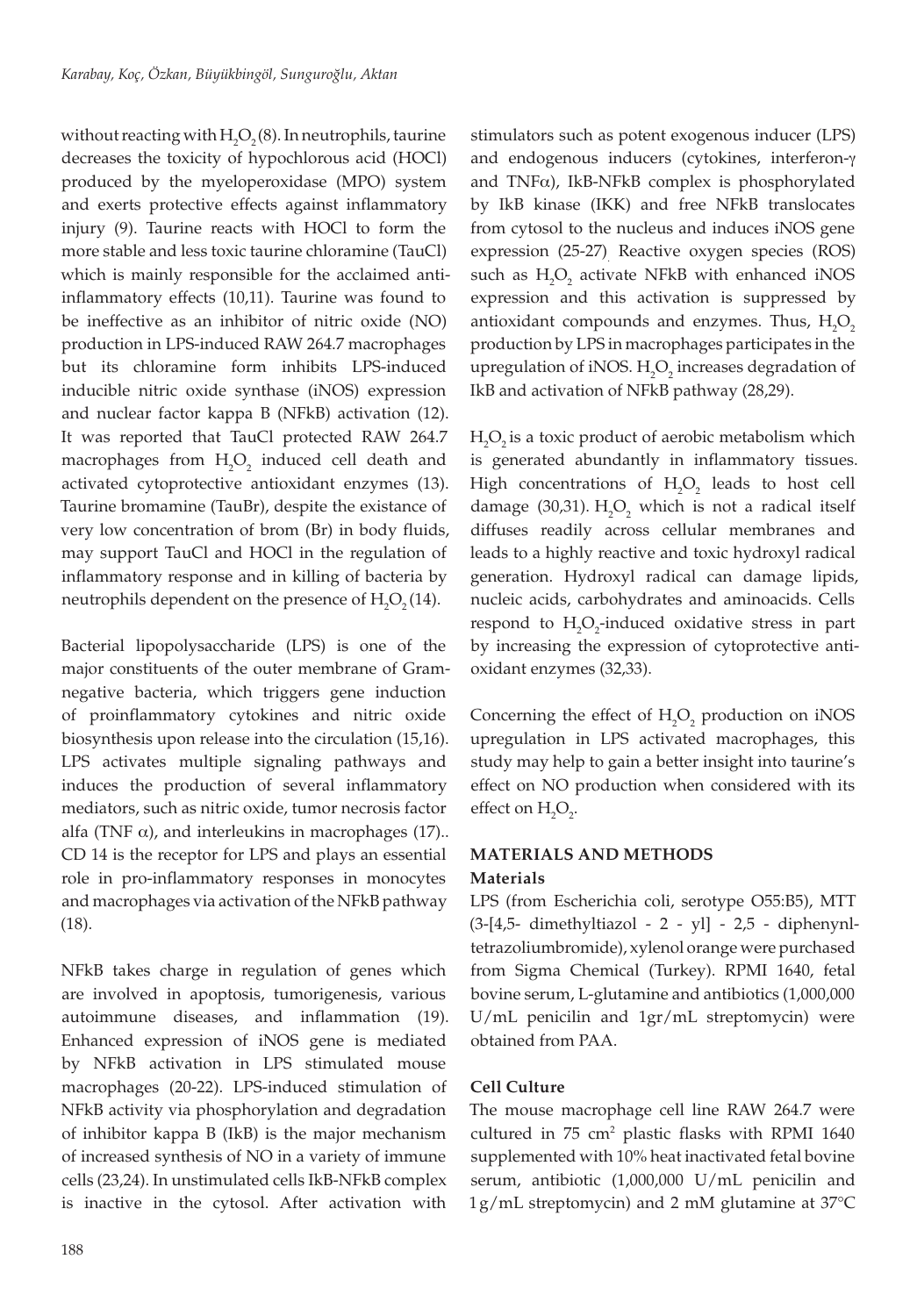without reacting with $H_2O_2$ (8). In neutrophils, taurine decreases the toxicity of hypochlorous acid (HOCl) produced by the myeloperoxidase (MPO) system and exerts protective effects against inflammatory injury (9). Taurine reacts with HOCl to form the more stable and less toxic taurine chloramine (TauCl) which is mainly responsible for the acclaimed anti-inflammatory effects (10,11). Taurine was found to be ineffective as an inhibitor of nitric oxide (NO) production in LPS-induced RAW 264.7 macrophages but its chloramine form inhibits LPS-induced inducible nitric oxide synthase (iNOS) expression and nuclear factor kappa B (NFkB) activation (12). It was reported that TauCl protected RAW 264.7 macrophages from $H_2O_2$ induced cell death and activated cytoprotective antioxidant enzymes (13). Taurine bromamine (TauBr), despite the existance of very low concentration of brom (Br) in body fluids, may support TauCl and HOCl in the regulation of inflammatory response and in killing of bacteria by neutrophils dependent on the presence of $H_2O_2$ (14).

Bacterial lipopolysaccharide (LPS) is one of the major constituents of the outer membrane of Gram-negative bacteria, which triggers gene induction of proinflammatory cytokines and nitric oxide biosynthesis upon release into the circulation (15,16). LPS activates multiple signaling pathways and induces the production of several inflammatory mediators, such as nitric oxide, tumor necrosis factor alfa (TNF $\alpha$), and interleukins in macrophages (17).. CD 14 is the receptor for LPS and plays an essential role in pro-inflammatory responses in monocytes and macrophages via activation of the NFkB pathway (18).

NFkB takes charge in regulation of genes which are involved in apoptosis, tumorigenesis, various autoimmune diseases, and inflammation (19). Enhanced expression of iNOS gene is mediated by NFkB activation in LPS stimulated mouse macrophages (20-22). LPS-induced stimulation of NFkB activity via phosphorylation and degradation of inhibitor kappa B (IkB) is the major mechanism of increased synthesis of NO in a variety of immune cells (23,24). In unstimulated cells IkB-NFkB complex is inactive in the cytosol. After activation with stimulators such as potent exogenous inducer (LPS) and endogenous inducers (cytokines, interferon-$\gamma$ and TNF$\alpha$), IkB-NFkB complex is phosphorylated by IkB kinase (IKK) and free NFkB translocates from cytosol to the nucleus and induces iNOS gene expression (25-27). Reactive oxygen species (ROS) such as $H_2O_2$ activate NFkB with enhanced iNOS expression and this activation is suppressed by antioxidant compounds and enzymes. Thus, $H_2O_2$ production by LPS in macrophages participates in the upregulation of iNOS. $H_2O_2$ increases degradation of IkB and activation of NFkB pathway (28,29).

$H_2O_2$ is a toxic product of aerobic metabolism which is generated abundantly in inflammatory tissues. High concentrations of $H_2O_2$ leads to host cell damage (30,31). $H_2O_2$ which is not a radical itself diffuses readily across cellular membranes and leads to a highly reactive and toxic hydroxyl radical generation. Hydroxyl radical can damage lipids, nucleic acids, carbohydrates and aminoacids. Cells respond to $H_2O_2$-induced oxidative stress in part by increasing the expression of cytoprotective anti-oxidant enzymes (32,33).

Concerning the effect of $H_2O_2$ production on iNOS upregulation in LPS activated macrophages, this study may help to gain a better insight into taurine's effect on NO production when considered with its effect on $H_2O_2$.

## MATERIALS AND METHODS

### Materials

LPS (from Escherichia coli, serotype O55:B5), MTT (3-[4,5- dimethyltiazol - 2 - yl] - 2,5 - diphenynl-tetrazoliumbromide), xylenol orange were purchased from Sigma Chemical (Turkey). RPMI 1640, fetal bovine serum, L-glutamine and antibiotics (1,000,000 U/mL penicilin and 1gr/mL streptomycin) were obtained from PAA.

### Cell Culture

The mouse macrophage cell line RAW 264.7 were cultured in 75 $cm^2$ plastic flasks with RPMI 1640 supplemented with 10% heat inactivated fetal bovine serum, antibiotic (1,000,000 U/mL penicilin and 1g/mL streptomycin) and 2 mM glutamine at 37°C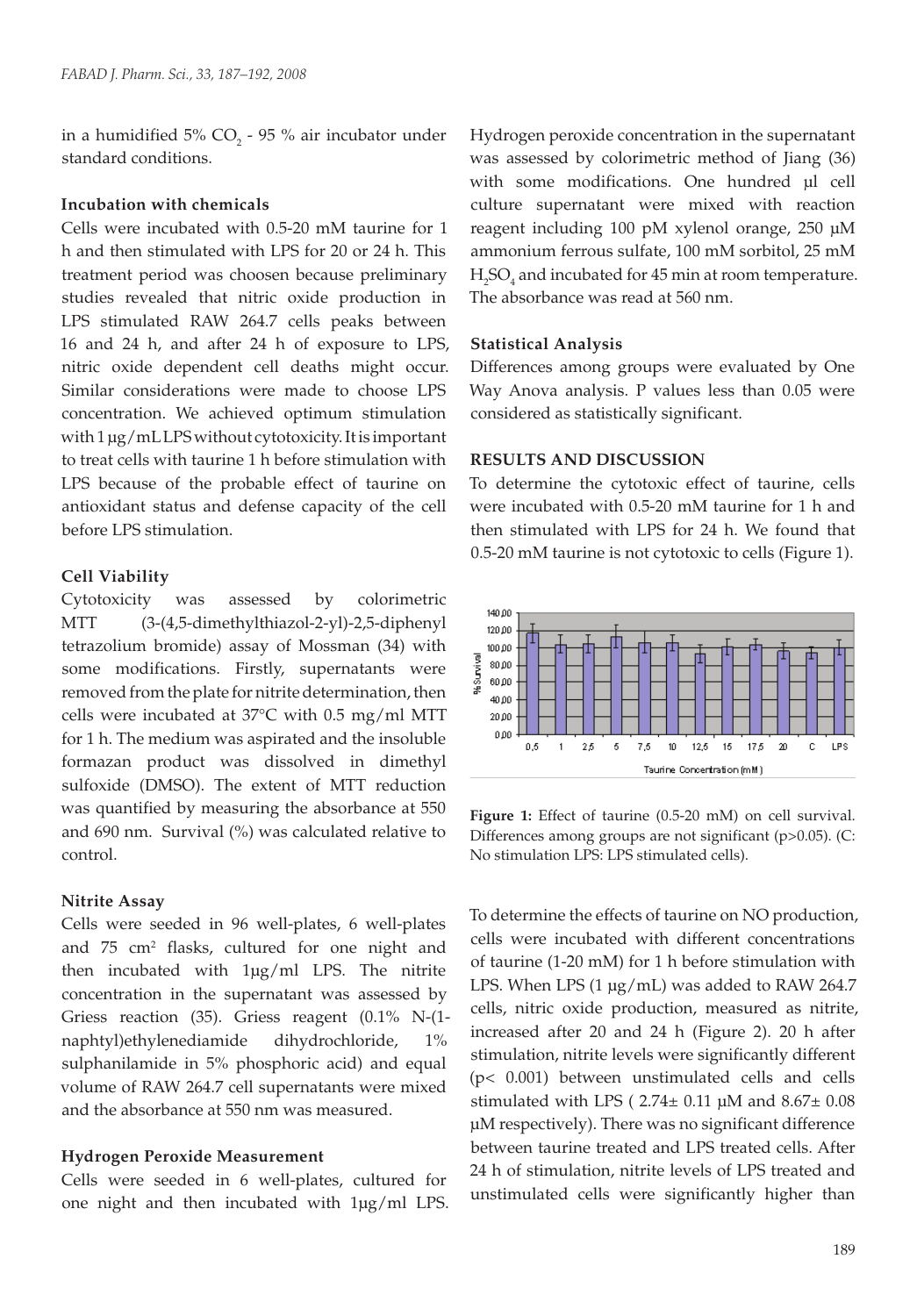in a humidified 5% $CO_2$ - 95 % air incubator under standard conditions.

**Incubation with chemicals**

Cells were incubated with 0.5-20 mM taurine for 1 h and then stimulated with LPS for 20 or 24 h. This treatment period was choosen because preliminary studies revealed that nitric oxide production in LPS stimulated RAW 264.7 cells peaks between 16 and 24 h, and after 24 h of exposure to LPS, nitric oxide dependent cell deaths might occur. Similar considerations were made to choose LPS concentration. We achieved optimum stimulation with 1 µg/mL LPS without cytotoxicity. It is important to treat cells with taurine 1 h before stimulation with LPS because of the probable effect of taurine on antioxidant status and defense capacity of the cell before LPS stimulation.

**Cell Viability**

Cytotoxicity was assessed by colorimetric MTT (3-(4,5-dimethylthiazol-2-yl)-2,5-diphenyl tetrazolium bromide) assay of Mossman (34) with some modifications. Firstly, supernatants were removed from the plate for nitrite determination, then cells were incubated at 37°C with 0.5 mg/ml MTT for 1 h. The medium was aspirated and the insoluble formazan product was dissolved in dimethyl sulfoxide (DMSO). The extent of MTT reduction was quantified by measuring the absorbance at 550 and 690 nm. Survival (%) was calculated relative to control.

**Nitrite Assay**

Cells were seeded in 96 well-plates, 6 well-plates and 75 $cm^2$ flasks, cultured for one night and then incubated with 1µg/ml LPS. The nitrite concentration in the supernatant was assessed by Griess reaction (35). Griess reagent (0.1% N-(1-naphtyl)ethylenediamide dihydrochloride, 1% sulphanilamide in 5% phosphoric acid) and equal volume of RAW 264.7 cell supernatants were mixed and the absorbance at 550 nm was measured.

**Hydrogen Peroxide Measurement**

Cells were seeded in 6 well-plates, cultured for one night and then incubated with 1µg/ml LPS. Hydrogen peroxide concentration in the supernatant was assessed by colorimetric method of Jiang (36) with some modifications. One hundred µl cell culture supernatant were mixed with reaction reagent including 100 pM xylenol orange, 250 µM ammonium ferrous sulfate, 100 mM sorbitol, 25 mM $H_2SO_4$ and incubated for 45 min at room temperature. The absorbance was read at 560 nm.

**Statistical Analysis**

Differences among groups were evaluated by One Way Anova analysis. P values less than 0.05 were considered as statistically significant.

## RESULTS AND DISCUSSION

To determine the cytotoxic effect of taurine, cells were incubated with 0.5-20 mM taurine for 1 h and then stimulated with LPS for 24 h. We found that 0.5-20 mM taurine is not cytotoxic to cells (Figure 1).

**Figure 1:** Effect of taurine (0.5-20 mM) on cell survival. Differences among groups are not significant ($p>0.05$). (C: No stimulation LPS: LPS stimulated cells).

To determine the effects of taurine on NO production, cells were incubated with different concentrations of taurine (1-20 mM) for 1 h before stimulation with LPS. When LPS (1 µg/mL) was added to RAW 264.7 cells, nitric oxide production, measured as nitrite, increased after 20 and 24 h (Figure 2). 20 h after stimulation, nitrite levels were significantly different ($p< 0.001$) between unstimulated cells and cells stimulated with LPS ( 2.74± 0.11 µM and 8.67± 0.08 µM respectively). There was no significant difference between taurine treated and LPS treated cells. After 24 h of stimulation, nitrite levels of LPS treated and unstimulated cells were significantly higher than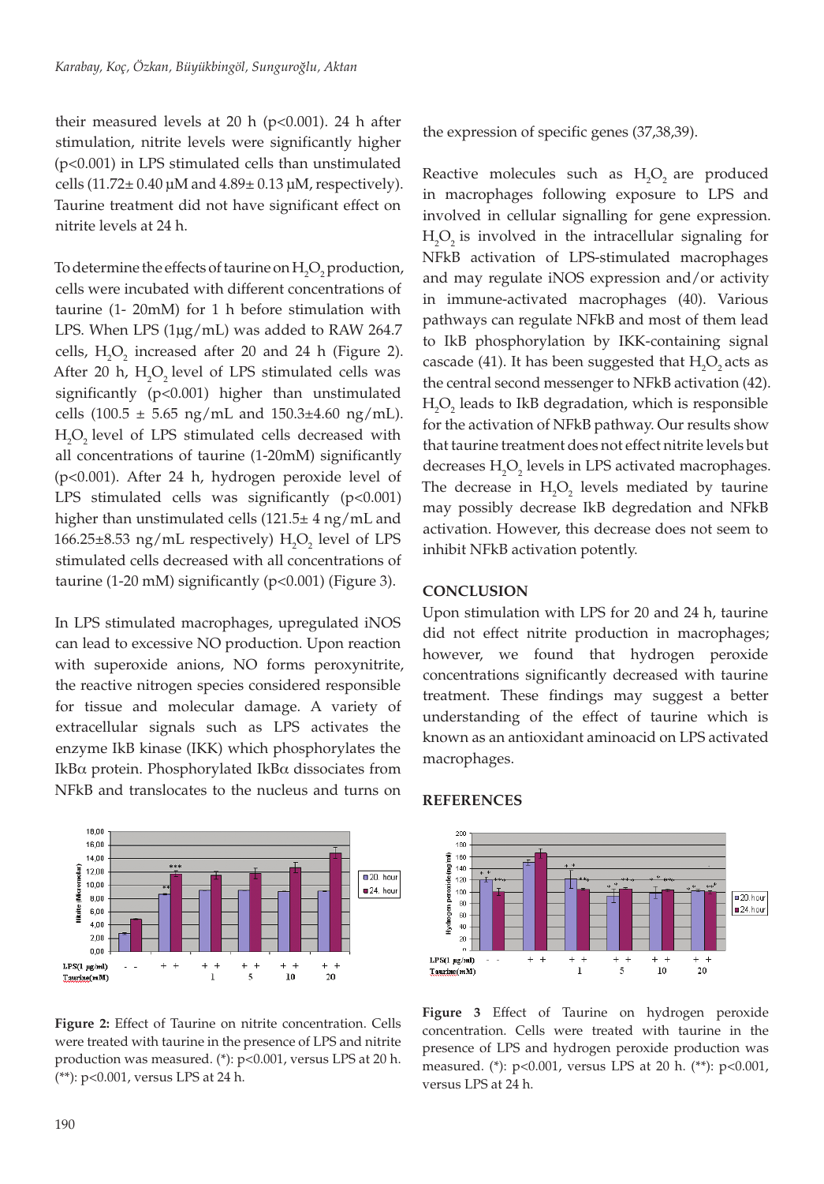their measured levels at 20 h ($p<0.001$). 24 h after stimulation, nitrite levels were significantly higher ($p<0.001$) in LPS stimulated cells than unstimulated cells (11.72± 0.40 μM and 4.89± 0.13 μM, respectively). Taurine treatment did not have significant effect on nitrite levels at 24 h.

To determine the effects of taurine on $H_2O_2$ production, cells were incubated with different concentrations of taurine (1- 20mM) for 1 h before stimulation with LPS. When LPS (1μg/mL) was added to RAW 264.7 cells, $H_2O_2$ increased after 20 and 24 h (Figure 2). After 20 h, $H_2O_2$ level of LPS stimulated cells was significantly ($p<0.001$) higher than unstimulated cells (100.5 ± 5.65 ng/mL and 150.3±4.60 ng/mL). $H_2O_2$ level of LPS stimulated cells decreased with all concentrations of taurine (1-20mM) significantly ($p<0.001$). After 24 h, hydrogen peroxide level of LPS stimulated cells was significantly ($p<0.001$) higher than unstimulated cells (121.5± 4 ng/mL and 166.25±8.53 ng/mL respectively) $H_2O_2$ level of LPS stimulated cells decreased with all concentrations of taurine (1-20 mM) significantly ($p<0.001$) (Figure 3).

In LPS stimulated macrophages, upregulated iNOS can lead to excessive NO production. Upon reaction with superoxide anions, NO forms peroxynitrite, the reactive nitrogen species considered responsible for tissue and molecular damage. A variety of extracellular signals such as LPS activates the enzyme IkB kinase (IKK) which phosphorylates the IkBα protein. Phosphorylated IkBα dissociates from NFkB and translocates to the nucleus and turns on the expression of specific genes (37,38,39).

Reactive molecules such as $H_2O_2$ are produced in macrophages following exposure to LPS and involved in cellular signalling for gene expression. $H_2O_2$ is involved in the intracellular signaling for NFkB activation of LPS-stimulated macrophages and may regulate iNOS expression and/or activity in immune-activated macrophages (40). Various pathways can regulate NFkB and most of them lead to IkB phosphorylation by IKK-containing signal cascade (41). It has been suggested that $H_2O_2$ acts as the central second messenger to NFkB activation (42). $H_2O_2$ leads to IkB degradation, which is responsible for the activation of NFkB pathway. Our results show that taurine treatment does not effect nitrite levels but decreases $H_2O_2$ levels in LPS activated macrophages. The decrease in $H_2O_2$ levels mediated by taurine may possibly decrease IkB degredation and NFkB activation. However, this decrease does not seem to inhibit NFkB activation potently.

## CONCLUSION

Upon stimulation with LPS for 20 and 24 h, taurine did not effect nitrite production in macrophages; however, we found that hydrogen peroxide concentrations significantly decreased with taurine treatment. These findings may suggest a better understanding of the effect of taurine which is known as an antioxidant aminoacid on LPS activated macrophages.

**Figure 2:** Effect of Taurine on nitrite concentration. Cells were treated with taurine in the presence of LPS and nitrite production was measured. (*): $p<0.001$, versus LPS at 20 h. (**): $p<0.001$, versus LPS at 24 h.

**Figure 3** Effect of Taurine on hydrogen peroxide concentration. Cells were treated with taurine in the presence of LPS and hydrogen peroxide production was measured. (*): $p<0.001$, versus LPS at 20 h. (**): $p<0.001$, versus LPS at 24 h.

## REFERENCES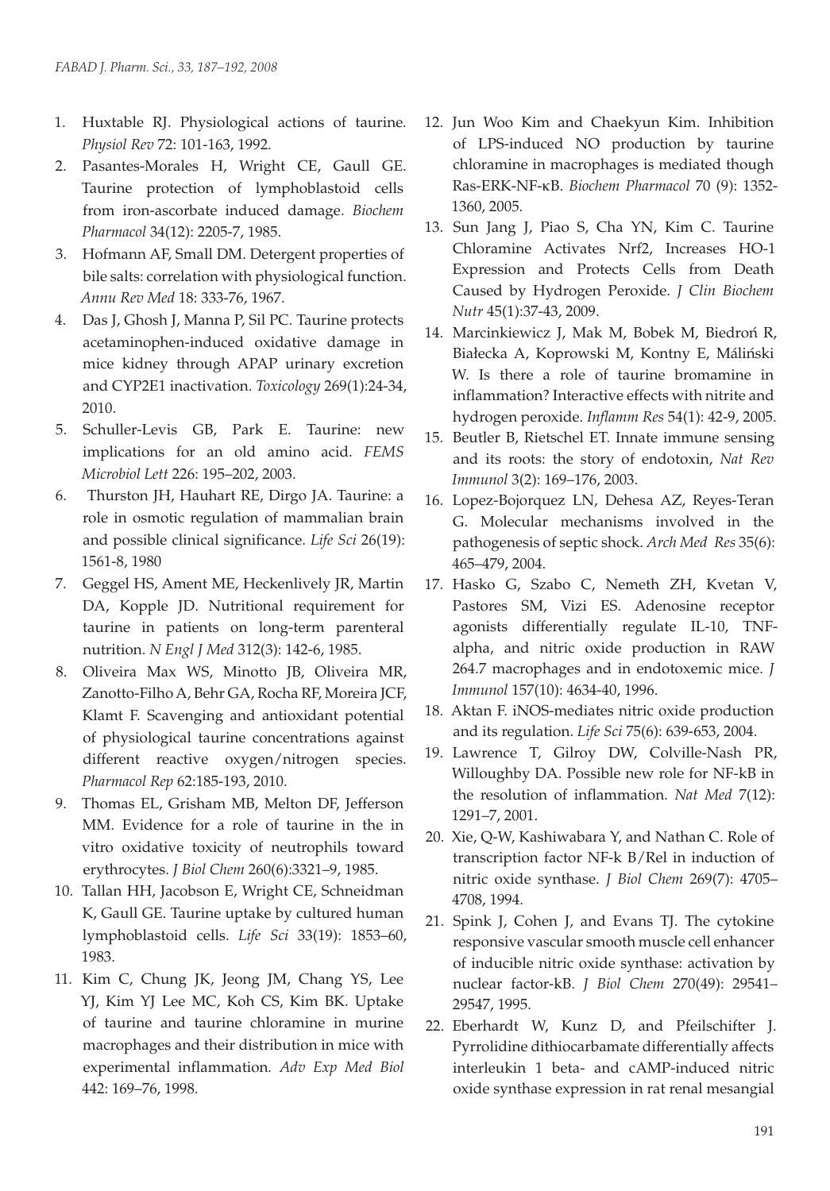1. Huxtable RJ. Physiological actions of taurine. *Physiol Rev* 72: 101-163, 1992.
2. Pasantes-Morales H, Wright CE, Gaull GE. Taurine protection of lymphoblastoid cells from iron-ascorbate induced damage. *Biochem Pharmacol* 34(12): 2205-7, 1985.
3. Hofmann AF, Small DM. Detergent properties of bile salts: correlation with physiological function. *Annu Rev Med* 18: 333-76, 1967.
4. Das J, Ghosh J, Manna P, Sil PC. Taurine protects acetaminophen-induced oxidative damage in mice kidney through APAP urinary excretion and CYP2E1 inactivation. *Toxicology* 269(1):24-34, 2010.
5. Schuller-Levis GB, Park E. Taurine: new implications for an old amino acid. *FEMS Microbiol Lett* 226: 195–202, 2003.
6. Thurston JH, Hauhart RE, Dirgo JA. Taurine: a role in osmotic regulation of mammalian brain and possible clinical significance. *Life Sci* 26(19): 1561-8, 1980
7. Geggel HS, Ament ME, Heckenlively JR, Martin DA, Kopple JD. Nutritional requirement for taurine in patients on long-term parenteral nutrition. *N Engl J Med* 312(3): 142-6, 1985.
8. Oliveira Max WS, Minotto JB, Oliveira MR, Zanotto-Filho A, Behr GA, Rocha RF, Moreira JCF, Klamt F. Scavenging and antioxidant potential of physiological taurine concentrations against different reactive oxygen/nitrogen species. *Pharmacol Rep* 62:185-193, 2010.
9. Thomas EL, Grisham MB, Melton DF, Jefferson MM. Evidence for a role of taurine in the in vitro oxidative toxicity of neutrophils toward erythrocytes. *J Biol Chem* 260(6):3321–9, 1985.
10. Tallan HH, Jacobson E, Wright CE, Schneidman K, Gaull GE. Taurine uptake by cultured human lymphoblastoid cells. *Life Sci* 33(19): 1853–60, 1983.
11. Kim C, Chung JK, Jeong JM, Chang YS, Lee YJ, Kim YJ Lee MC, Koh CS, Kim BK. Uptake of taurine and taurine chloramine in murine macrophages and their distribution in mice with experimental inflammation. *Adv Exp Med Biol* 442: 169–76, 1998.
12. Jun Woo Kim and Chaekyun Kim. Inhibition of LPS-induced NO production by taurine chloramine in macrophages is mediated though Ras-ERK-NF-κB. *Biochem Pharmacol* 70 (9): 1352-1360, 2005.
13. Sun Jang J, Piao S, Cha YN, Kim C. Taurine Chloramine Activates Nrf2, Increases HO-1 Expression and Protects Cells from Death Caused by Hydrogen Peroxide. *J Clin Biochem Nutr* 45(1):37-43, 2009.
14. Marcinkiewicz J, Mak M, Bobek M, Biedroń R, Białecka A, Koprowski M, Kontny E, Máliński W. Is there a role of taurine bromamine in inflammation? Interactive effects with nitrite and hydrogen peroxide. *Inflamm Res* 54(1): 42-9, 2005.
15. Beutler B, Rietschel ET. Innate immune sensing and its roots: the story of endotoxin, *Nat Rev Immunol* 3(2): 169–176, 2003.
16. Lopez-Bojorquez LN, Dehesa AZ, Reyes-Teran G. Molecular mechanisms involved in the pathogenesis of septic shock. *Arch Med Res* 35(6): 465–479, 2004.
17. Hasko G, Szabo C, Nemeth ZH, Kvetan V, Pastores SM, Vizi ES. Adenosine receptor agonists differentially regulate IL-10, TNF-alpha, and nitric oxide production in RAW 264.7 macrophages and in endotoxemic mice. *J Immunol* 157(10): 4634-40, 1996.
18. Aktan F. iNOS-mediates nitric oxide production and its regulation. *Life Sci* 75(6): 639-653, 2004.
19. Lawrence T, Gilroy DW, Colville-Nash PR, Willoughby DA. Possible new role for NF-kB in the resolution of inflammation. *Nat Med* 7(12): 1291–7, 2001.
20. Xie, Q-W, Kashiwabara Y, and Nathan C. Role of transcription factor NF-k B/Rel in induction of nitric oxide synthase. *J Biol Chem* 269(7): 4705–4708, 1994.
21. Spink J, Cohen J, and Evans TJ. The cytokine responsive vascular smooth muscle cell enhancer of inducible nitric oxide synthase: activation by nuclear factor-kB. *J Biol Chem* 270(49): 29541–29547, 1995.
22. Eberhardt W, Kunz D, and Pfeilschifter J. Pyrrolidine dithiocarbamate differentially affects interleukin 1 beta- and cAMP-induced nitric oxide synthase expression in rat renal mesangial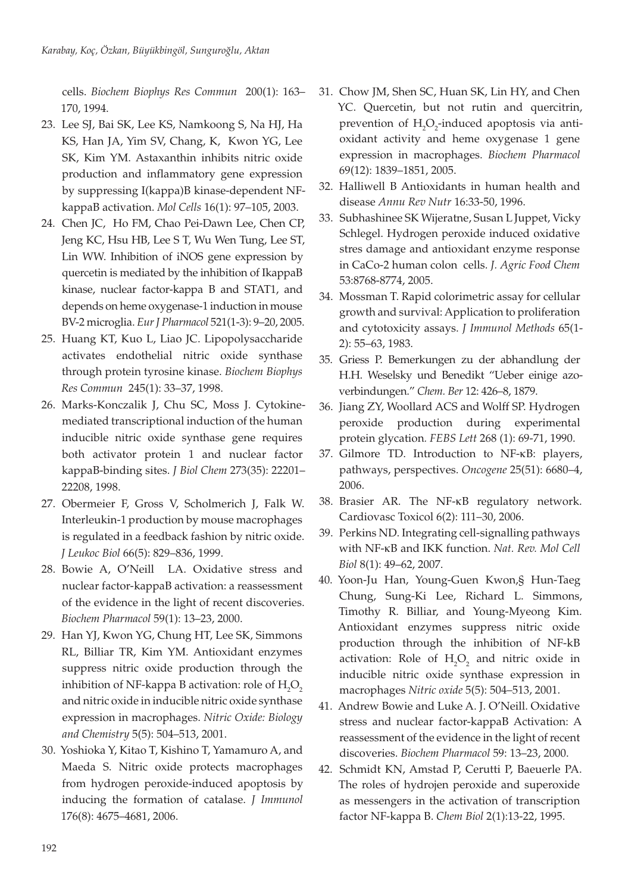cells. *Biochem Biophys Res Commun* 200(1): 163–170, 1994.

23. Lee SJ, Bai SK, Lee KS, Namkoong S, Na HJ, Ha KS, Han JA, Yim SV, Chang, K, Kwon YG, Lee SK, Kim YM. Astaxanthin inhibits nitric oxide production and inflammatory gene expression by suppressing I(kappa)B kinase-dependent NF-kappaB activation. *Mol Cells* 16(1): 97–105, 2003.
24. Chen JC, Ho FM, Chao Pei-Dawn Lee, Chen CP, Jeng KC, Hsu HB, Lee S T, Wu Wen Tung, Lee ST, Lin WW. Inhibition of iNOS gene expression by quercetin is mediated by the inhibition of IkappaB kinase, nuclear factor-kappa B and STAT1, and depends on heme oxygenase-1 induction in mouse BV-2 microglia. *Eur J Pharmacol* 521(1-3): 9–20, 2005.
25. Huang KT, Kuo L, Liao JC. Lipopolysaccharide activates endothelial nitric oxide synthase through protein tyrosine kinase. *Biochem Biophys Res Commun* 245(1): 33–37, 1998.
26. Marks-Konczalik J, Chu SC, Moss J. Cytokine-mediated transcriptional induction of the human inducible nitric oxide synthase gene requires both activator protein 1 and nuclear factor kappaB-binding sites. *J Biol Chem* 273(35): 22201–22208, 1998.
27. Obermeier F, Gross V, Scholmerich J, Falk W. Interleukin-1 production by mouse macrophages is regulated in a feedback fashion by nitric oxide. *J Leukoc Biol* 66(5): 829–836, 1999.
28. Bowie A, O'Neill LA. Oxidative stress and nuclear factor-kappaB activation: a reassessment of the evidence in the light of recent discoveries. *Biochem Pharmacol* 59(1): 13–23, 2000.
29. Han YJ, Kwon YG, Chung HT, Lee SK, Simmons RL, Billiar TR, Kim YM. Antioxidant enzymes suppress nitric oxide production through the inhibition of NF-kappa B activation: role of $H_2O_2$ and nitric oxide in inducible nitric oxide synthase expression in macrophages. *Nitric Oxide: Biology and Chemistry* 5(5): 504–513, 2001.
30. Yoshioka Y, Kitao T, Kishino T, Yamamuro A, and Maeda S. Nitric oxide protects macrophages from hydrogen peroxide-induced apoptosis by inducing the formation of catalase. *J Immunol* 176(8): 4675–4681, 2006.
31. Chow JM, Shen SC, Huan SK, Lin HY, and Chen YC. Quercetin, but not rutin and quercitrin, prevention of $H_2O_2$-induced apoptosis via anti-oxidant activity and heme oxygenase 1 gene expression in macrophages. *Biochem Pharmacol* 69(12): 1839–1851, 2005.
32. Halliwell B Antioxidants in human health and disease *Annu Rev Nutr* 16:33-50, 1996.
33. Subhashinee SK Wijeratne, Susan L Juppet, Vicky Schlegel. Hydrogen peroxide induced oxidative stres damage and antioxidant enzyme response in CaCo-2 human colon cells. *J. Agric Food Chem* 53:8768-8774, 2005.
34. Mossman T. Rapid colorimetric assay for cellular growth and survival: Application to proliferation and cytotoxicity assays. *J Immunol Methods* 65(1-2): 55–63, 1983.
35. Griess P. Bemerkungen zu der abhandlung der H.H. Weselsky und Benedikt "Ueber einige azo-verbindungen." *Chem. Ber* 12: 426–8, 1879.
36. Jiang ZY, Woollard ACS and Wolff SP. Hydrogen peroxide production during experimental protein glycation. *FEBS Lett* 268 (1): 69-71, 1990.
37. Gilmore TD. Introduction to NF-κB: players, pathways, perspectives. *Oncogene* 25(51): 6680–4, 2006.
38. Brasier AR. The NF-κB regulatory network. Cardiovasc Toxicol 6(2): 111–30, 2006.
39. Perkins ND. Integrating cell-signalling pathways with NF-κB and IKK function. *Nat. Rev. Mol Cell Biol* 8(1): 49–62, 2007.
40. Yoon-Ju Han, Young-Guen Kwon,§ Hun-Taeg Chung, Sung-Ki Lee, Richard L. Simmons, Timothy R. Billiar, and Young-Myeong Kim. Antioxidant enzymes suppress nitric oxide production through the inhibition of NF-kB activation: Role of $H_2O_2$ and nitric oxide in inducible nitric oxide synthase expression in macrophages *Nitric oxide* 5(5): 504–513, 2001.
41. Andrew Bowie and Luke A. J. O'Neill. Oxidative stress and nuclear factor-kappaB Activation: A reassessment of the evidence in the light of recent discoveries. *Biochem Pharmacol* 59: 13–23, 2000.
42. Schmidt KN, Amstad P, Cerutti P, Baeuerle PA. The roles of hydrojen peroxide and superoxide as messengers in the activation of transcription factor NF-kappa B. *Chem Biol* 2(1):13-22, 1995.